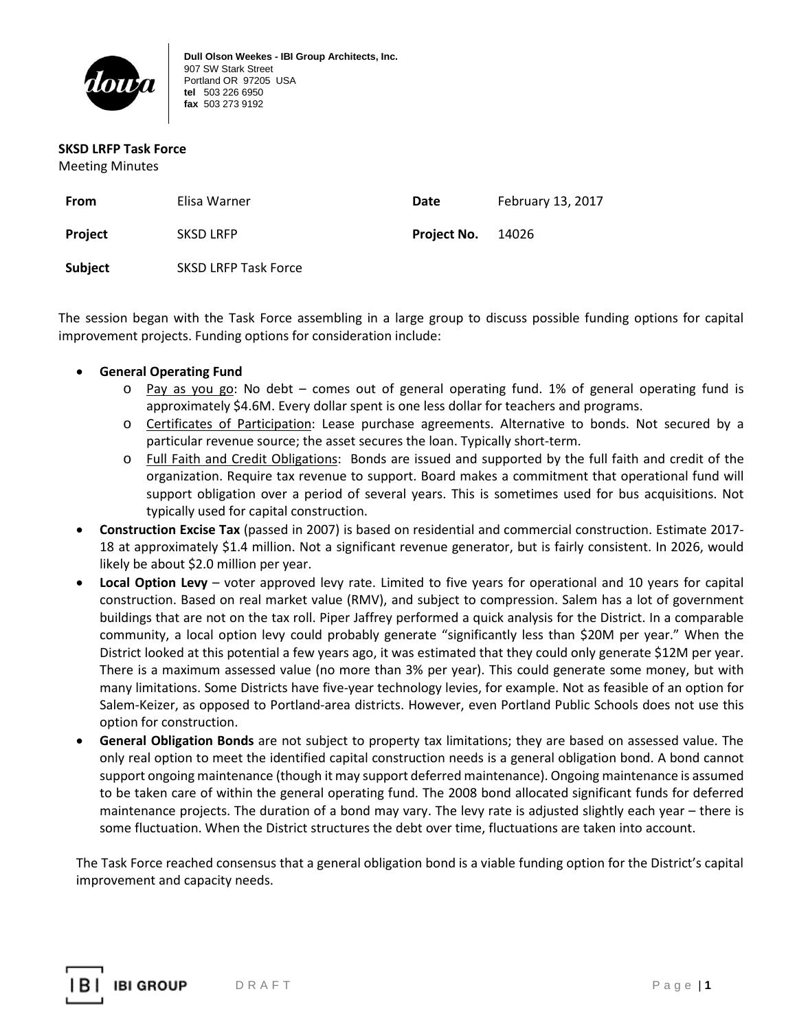**Dull Olson Weekes - IBI Group Architects, Inc.**
907 SW Stark Street
Portland OR 97205 USA
**tel** 503 226 6950
**fax** 503 273 9192

**SKSD LRFP Task Force**
Meeting Minutes

| | | | |
|---|---|---|---|
| **From** | Elisa Warner | **Date** | February 13, 2017 |
| **Project** | SKSD LRFP | **Project No.** | 14026 |
| **Subject** | SKSD LRFP Task Force | | |

The session began with the Task Force assembling in a large group to discuss possible funding options for capital improvement projects. Funding options for consideration include:

- **General Operating Fund**
  - Pay as you go: No debt – comes out of general operating fund. 1% of general operating fund is approximately $4.6M. Every dollar spent is one less dollar for teachers and programs.
  - Certificates of Participation: Lease purchase agreements. Alternative to bonds. Not secured by a particular revenue source; the asset secures the loan. Typically short-term.
  - Full Faith and Credit Obligations: Bonds are issued and supported by the full faith and credit of the organization. Require tax revenue to support. Board makes a commitment that operational fund will support obligation over a period of several years. This is sometimes used for bus acquisitions. Not typically used for capital construction.
- **Construction Excise Tax** (passed in 2007) is based on residential and commercial construction. Estimate 2017-18 at approximately $1.4 million. Not a significant revenue generator, but is fairly consistent. In 2026, would likely be about $2.0 million per year.
- **Local Option Levy** – voter approved levy rate. Limited to five years for operational and 10 years for capital construction. Based on real market value (RMV), and subject to compression. Salem has a lot of government buildings that are not on the tax roll. Piper Jaffrey performed a quick analysis for the District. In a comparable community, a local option levy could probably generate "significantly less than $20M per year." When the District looked at this potential a few years ago, it was estimated that they could only generate $12M per year. There is a maximum assessed value (no more than 3% per year). This could generate some money, but with many limitations. Some Districts have five-year technology levies, for example. Not as feasible of an option for Salem-Keizer, as opposed to Portland-area districts. However, even Portland Public Schools does not use this option for construction.
- **General Obligation Bonds** are not subject to property tax limitations; they are based on assessed value. The only real option to meet the identified capital construction needs is a general obligation bond. A bond cannot support ongoing maintenance (though it may support deferred maintenance). Ongoing maintenance is assumed to be taken care of within the general operating fund. The 2008 bond allocated significant funds for deferred maintenance projects. The duration of a bond may vary. The levy rate is adjusted slightly each year – there is some fluctuation. When the District structures the debt over time, fluctuations are taken into account.

The Task Force reached consensus that a general obligation bond is a viable funding option for the District's capital improvement and capacity needs.

DRAFT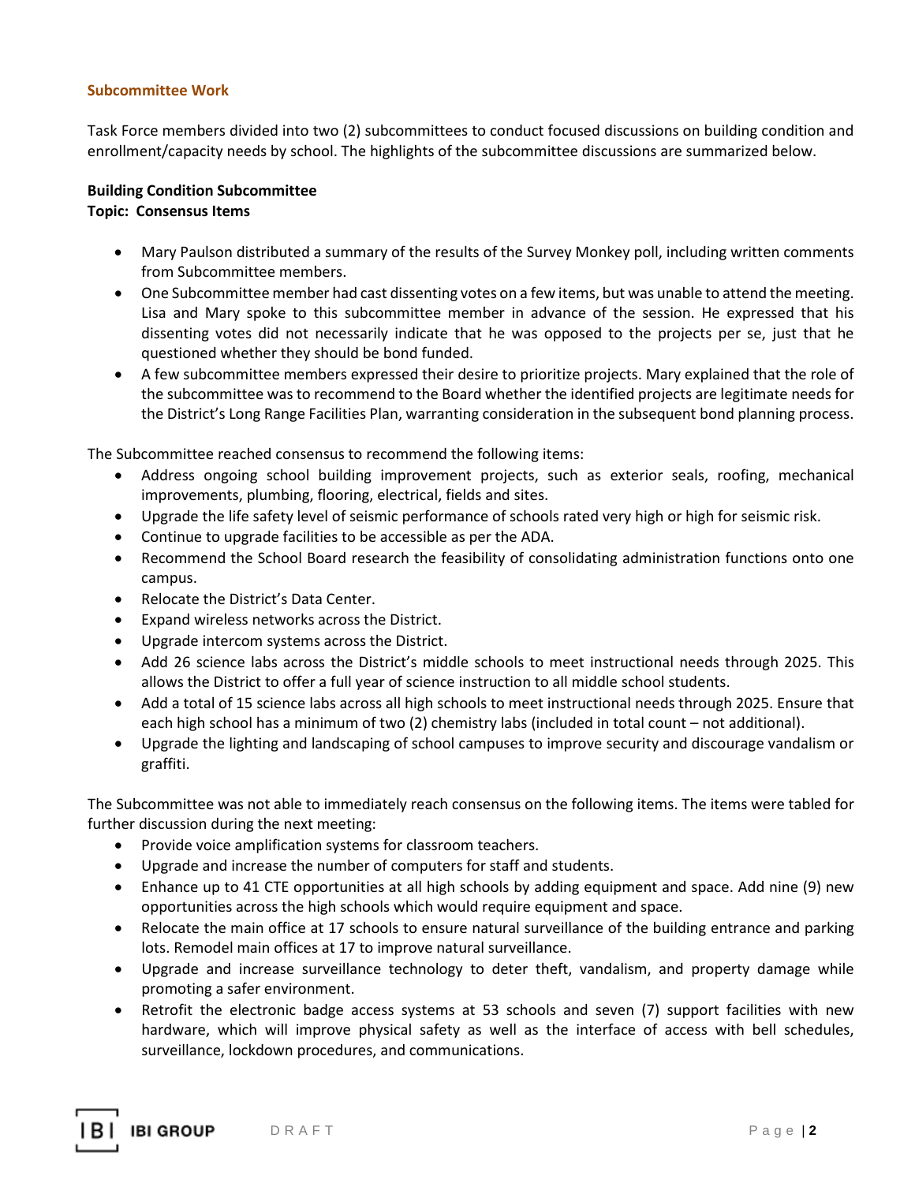## Subcommittee Work

Task Force members divided into two (2) subcommittees to conduct focused discussions on building condition and enrollment/capacity needs by school. The highlights of the subcommittee discussions are summarized below.

**Building Condition Subcommittee**
**Topic: Consensus Items**

- Mary Paulson distributed a summary of the results of the Survey Monkey poll, including written comments from Subcommittee members.
- One Subcommittee member had cast dissenting votes on a few items, but was unable to attend the meeting. Lisa and Mary spoke to this subcommittee member in advance of the session. He expressed that his dissenting votes did not necessarily indicate that he was opposed to the projects per se, just that he questioned whether they should be bond funded.
- A few subcommittee members expressed their desire to prioritize projects. Mary explained that the role of the subcommittee was to recommend to the Board whether the identified projects are legitimate needs for the District's Long Range Facilities Plan, warranting consideration in the subsequent bond planning process.

The Subcommittee reached consensus to recommend the following items:

- Address ongoing school building improvement projects, such as exterior seals, roofing, mechanical improvements, plumbing, flooring, electrical, fields and sites.
- Upgrade the life safety level of seismic performance of schools rated very high or high for seismic risk.
- Continue to upgrade facilities to be accessible as per the ADA.
- Recommend the School Board research the feasibility of consolidating administration functions onto one campus.
- Relocate the District's Data Center.
- Expand wireless networks across the District.
- Upgrade intercom systems across the District.
- Add 26 science labs across the District's middle schools to meet instructional needs through 2025. This allows the District to offer a full year of science instruction to all middle school students.
- Add a total of 15 science labs across all high schools to meet instructional needs through 2025. Ensure that each high school has a minimum of two (2) chemistry labs (included in total count – not additional).
- Upgrade the lighting and landscaping of school campuses to improve security and discourage vandalism or graffiti.

The Subcommittee was not able to immediately reach consensus on the following items. The items were tabled for further discussion during the next meeting:

- Provide voice amplification systems for classroom teachers.
- Upgrade and increase the number of computers for staff and students.
- Enhance up to 41 CTE opportunities at all high schools by adding equipment and space. Add nine (9) new opportunities across the high schools which would require equipment and space.
- Relocate the main office at 17 schools to ensure natural surveillance of the building entrance and parking lots. Remodel main offices at 17 to improve natural surveillance.
- Upgrade and increase surveillance technology to deter theft, vandalism, and property damage while promoting a safer environment.
- Retrofit the electronic badge access systems at 53 schools and seven (7) support facilities with new hardware, which will improve physical safety as well as the interface of access with bell schedules, surveillance, lockdown procedures, and communications.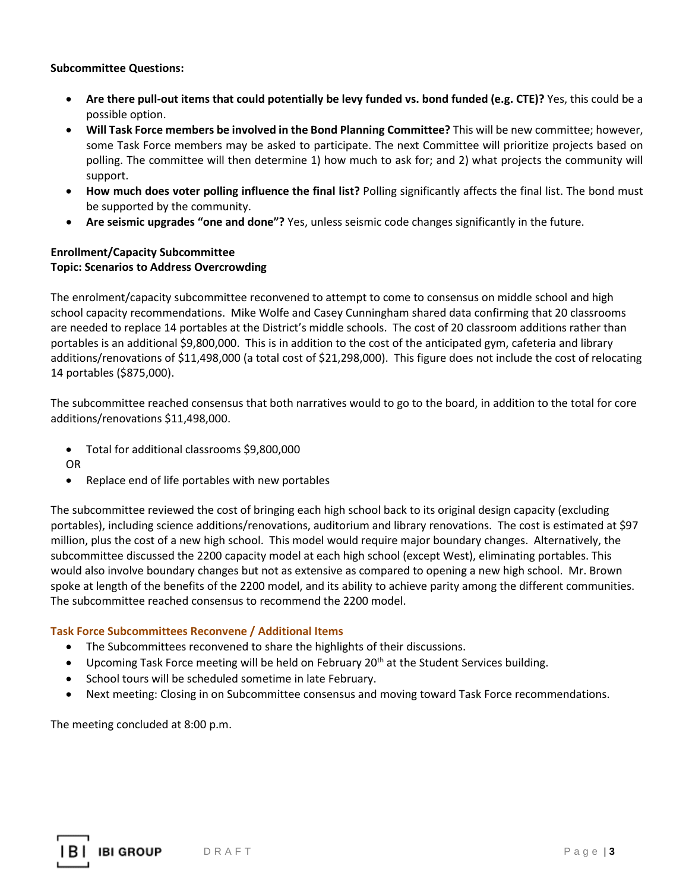**Subcommittee Questions:**

- **Are there pull-out items that could potentially be levy funded vs. bond funded (e.g. CTE)?** Yes, this could be a possible option.
- **Will Task Force members be involved in the Bond Planning Committee?** This will be new committee; however, some Task Force members may be asked to participate. The next Committee will prioritize projects based on polling. The committee will then determine 1) how much to ask for; and 2) what projects the community will support.
- **How much does voter polling influence the final list?** Polling significantly affects the final list. The bond must be supported by the community.
- **Are seismic upgrades "one and done"?** Yes, unless seismic code changes significantly in the future.

**Enrollment/Capacity Subcommittee**
**Topic: Scenarios to Address Overcrowding**

The enrolment/capacity subcommittee reconvened to attempt to come to consensus on middle school and high school capacity recommendations. Mike Wolfe and Casey Cunningham shared data confirming that 20 classrooms are needed to replace 14 portables at the District's middle schools. The cost of 20 classroom additions rather than portables is an additional $9,800,000. This is in addition to the cost of the anticipated gym, cafeteria and library additions/renovations of $11,498,000 (a total cost of $21,298,000). This figure does not include the cost of relocating 14 portables ($875,000).

The subcommittee reached consensus that both narratives would to go to the board, in addition to the total for core additions/renovations $11,498,000.

- Total for additional classrooms $9,800,000

OR

- Replace end of life portables with new portables

The subcommittee reviewed the cost of bringing each high school back to its original design capacity (excluding portables), including science additions/renovations, auditorium and library renovations. The cost is estimated at $97 million, plus the cost of a new high school. This model would require major boundary changes. Alternatively, the subcommittee discussed the 2200 capacity model at each high school (except West), eliminating portables. This would also involve boundary changes but not as extensive as compared to opening a new high school. Mr. Brown spoke at length of the benefits of the 2200 model, and its ability to achieve parity among the different communities. The subcommittee reached consensus to recommend the 2200 model.

## Task Force Subcommittees Reconvene / Additional Items

- The Subcommittees reconvened to share the highlights of their discussions.
- Upcoming Task Force meeting will be held on February 20th at the Student Services building.
- School tours will be scheduled sometime in late February.
- Next meeting: Closing in on Subcommittee consensus and moving toward Task Force recommendations.

The meeting concluded at 8:00 p.m.